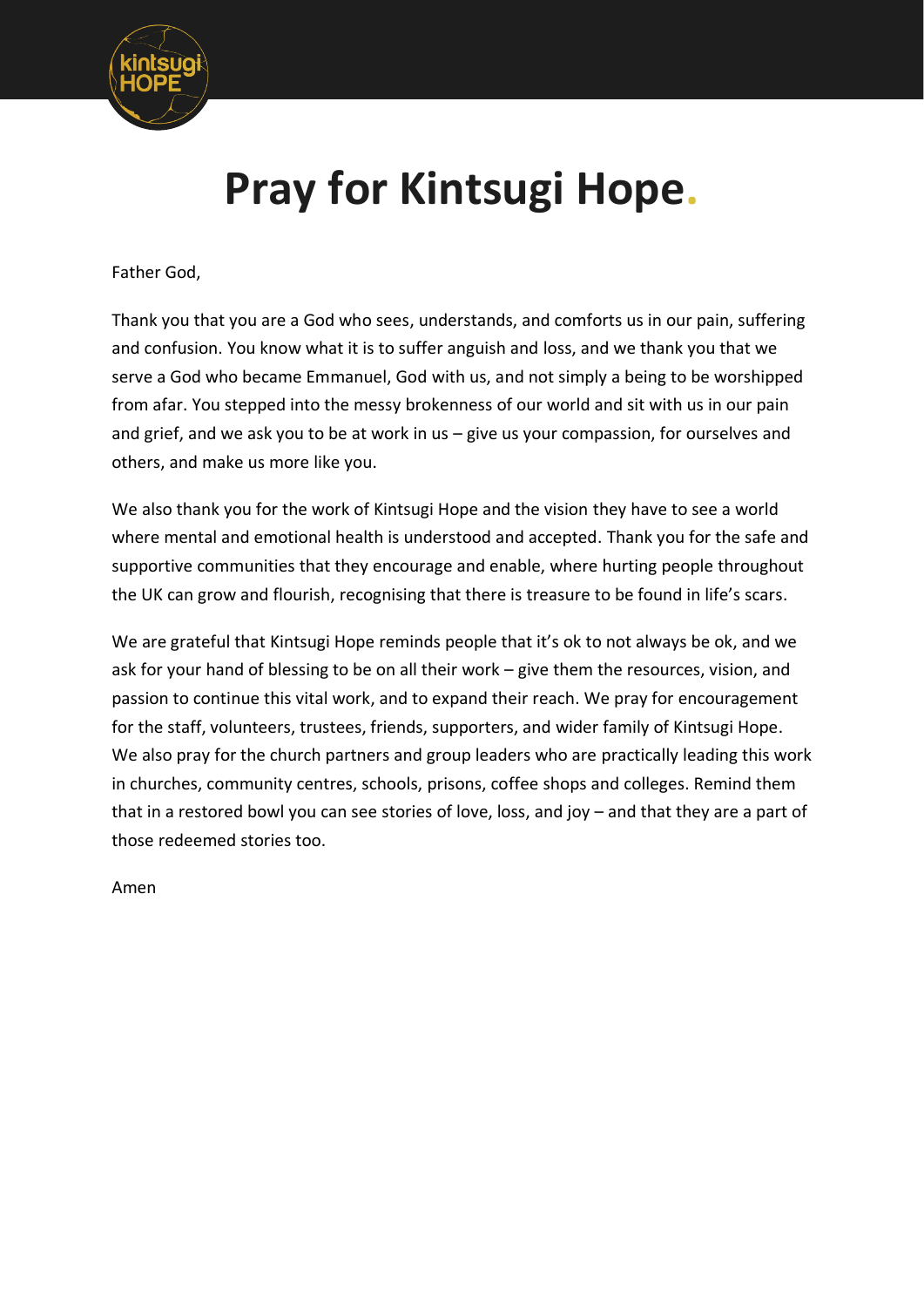# Pray for Kintsugi Hope.

Father God,

Thank you that you are a God who sees, understands, and comforts us in our pain, suffering and confusion. You know what it is to suffer anguish and loss, and we thank you that we serve a God who became Emmanuel, God with us, and not simply a being to be worshipped from afar. You stepped into the messy brokenness of our world and sit with us in our pain and grief, and we ask you to be at work in us – give us your compassion, for ourselves and others, and make us more like you.

We also thank you for the work of Kintsugi Hope and the vision they have to see a world where mental and emotional health is understood and accepted. Thank you for the safe and supportive communities that they encourage and enable, where hurting people throughout the UK can grow and flourish, recognising that there is treasure to be found in life's scars.

We are grateful that Kintsugi Hope reminds people that it's ok to not always be ok, and we ask for your hand of blessing to be on all their work – give them the resources, vision, and passion to continue this vital work, and to expand their reach. We pray for encouragement for the staff, volunteers, trustees, friends, supporters, and wider family of Kintsugi Hope. We also pray for the church partners and group leaders who are practically leading this work in churches, community centres, schools, prisons, coffee shops and colleges. Remind them that in a restored bowl you can see stories of love, loss, and joy – and that they are a part of those redeemed stories too.

Amen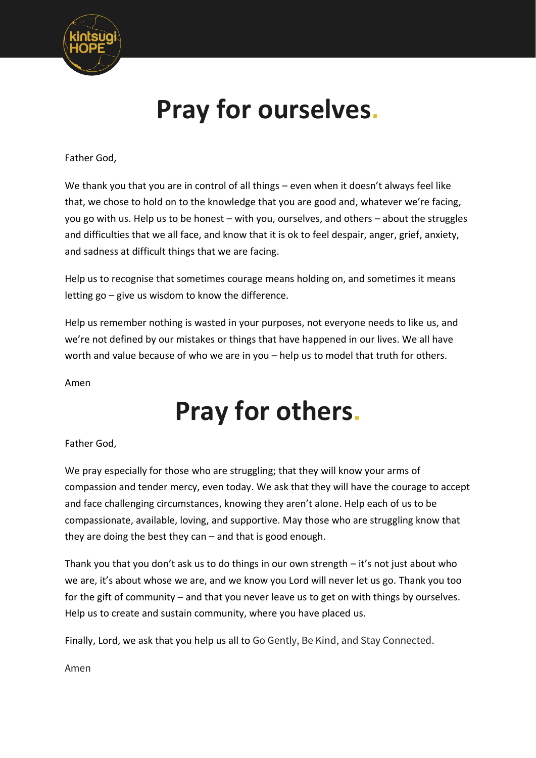# Pray for ourselves.

Father God,

We thank you that you are in control of all things – even when it doesn't always feel like that, we chose to hold on to the knowledge that you are good and, whatever we're facing, you go with us. Help us to be honest – with you, ourselves, and others – about the struggles and difficulties that we all face, and know that it is ok to feel despair, anger, grief, anxiety, and sadness at difficult things that we are facing.

Help us to recognise that sometimes courage means holding on, and sometimes it means letting go – give us wisdom to know the difference.

Help us remember nothing is wasted in your purposes, not everyone needs to like us, and we're not defined by our mistakes or things that have happened in our lives. We all have worth and value because of who we are in you – help us to model that truth for others.

Amen

# Pray for others.

Father God,

We pray especially for those who are struggling; that they will know your arms of compassion and tender mercy, even today. We ask that they will have the courage to accept and face challenging circumstances, knowing they aren't alone. Help each of us to be compassionate, available, loving, and supportive. May those who are struggling know that they are doing the best they can – and that is good enough.

Thank you that you don't ask us to do things in our own strength – it's not just about who we are, it's about whose we are, and we know you Lord will never let us go. Thank you too for the gift of community – and that you never leave us to get on with things by ourselves. Help us to create and sustain community, where you have placed us.

Finally, Lord, we ask that you help us all to Go Gently, Be Kind, and Stay Connected.

Amen